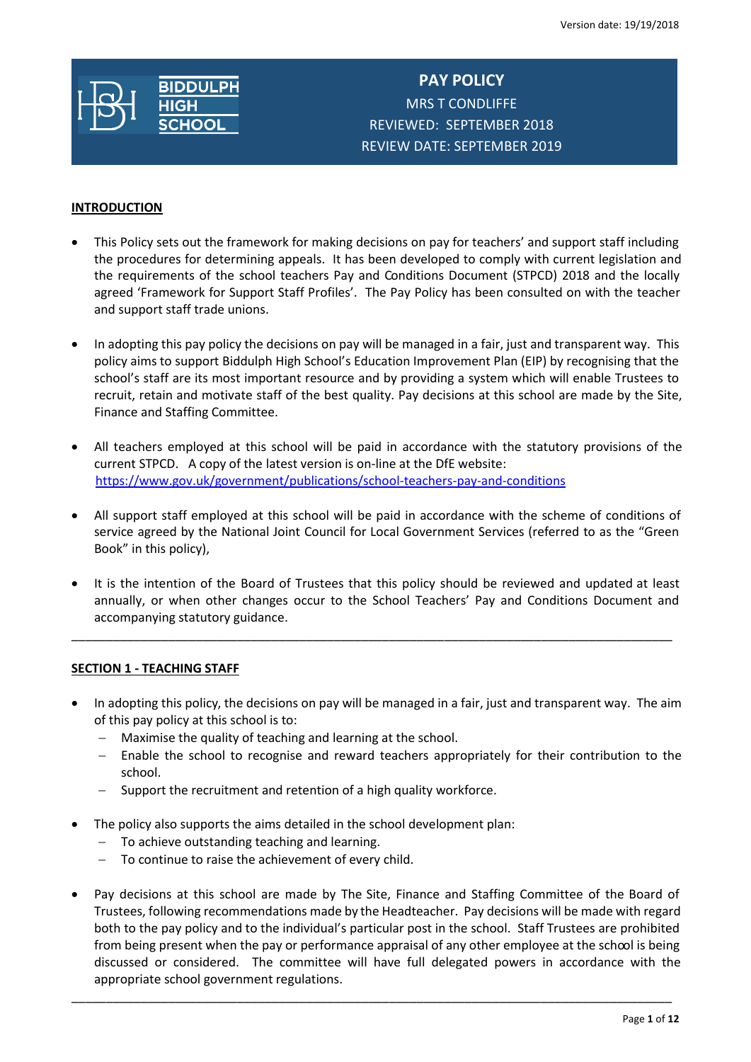Version date: 19/19/2018

BIDDULPH HIGH SCHOOL

# PAY POLICY

MRS T CONDLIFFE

REVIEWED: SEPTEMBER 2018

REVIEW DATE: SEPTEMBER 2019

## INTRODUCTION

- This Policy sets out the framework for making decisions on pay for teachers' and support staff including the procedures for determining appeals. It has been developed to comply with current legislation and the requirements of the school teachers Pay and Conditions Document (STPCD) 2018 and the locally agreed 'Framework for Support Staff Profiles'. The Pay Policy has been consulted on with the teacher and support staff trade unions.

- In adopting this pay policy the decisions on pay will be managed in a fair, just and transparent way. This policy aims to support Biddulph High School's Education Improvement Plan (EIP) by recognising that the school's staff are its most important resource and by providing a system which will enable Trustees to recruit, retain and motivate staff of the best quality. Pay decisions at this school are made by the Site, Finance and Staffing Committee.

- All teachers employed at this school will be paid in accordance with the statutory provisions of the current STPCD. A copy of the latest version is on-line at the DfE website: https://www.gov.uk/government/publications/school-teachers-pay-and-conditions

- All support staff employed at this school will be paid in accordance with the scheme of conditions of service agreed by the National Joint Council for Local Government Services (referred to as the "Green Book" in this policy),

- It is the intention of the Board of Trustees that this policy should be reviewed and updated at least annually, or when other changes occur to the School Teachers' Pay and Conditions Document and accompanying statutory guidance.

---

## SECTION 1 - TEACHING STAFF

- In adopting this policy, the decisions on pay will be managed in a fair, just and transparent way. The aim of this pay policy at this school is to:
  - Maximise the quality of teaching and learning at the school.
  - Enable the school to recognise and reward teachers appropriately for their contribution to the school.
  - Support the recruitment and retention of a high quality workforce.

- The policy also supports the aims detailed in the school development plan:
  - To achieve outstanding teaching and learning.
  - To continue to raise the achievement of every child.

- Pay decisions at this school are made by The Site, Finance and Staffing Committee of the Board of Trustees, following recommendations made by the Headteacher. Pay decisions will be made with regard both to the pay policy and to the individual's particular post in the school. Staff Trustees are prohibited from being present when the pay or performance appraisal of any other employee at the school is being discussed or considered. The committee will have full delegated powers in accordance with the appropriate school government regulations.

---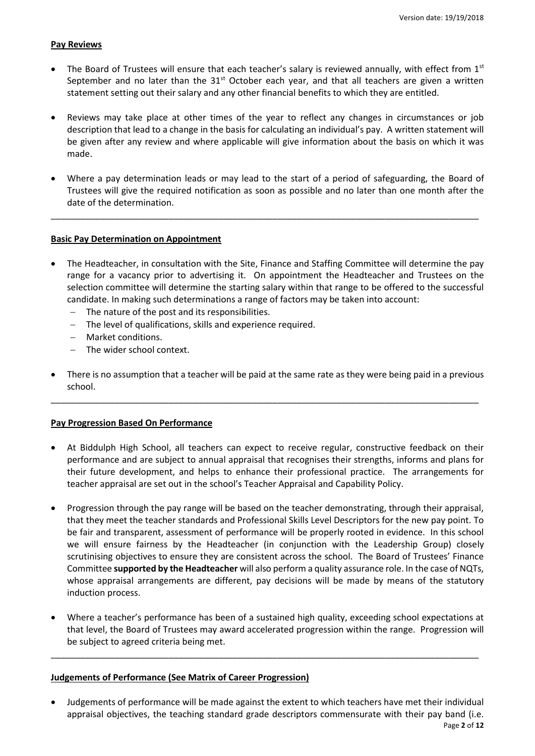**Pay Reviews**

- The Board of Trustees will ensure that each teacher's salary is reviewed annually, with effect from 1st September and no later than the 31st October each year, and that all teachers are given a written statement setting out their salary and any other financial benefits to which they are entitled.
- Reviews may take place at other times of the year to reflect any changes in circumstances or job description that lead to a change in the basis for calculating an individual's pay. A written statement will be given after any review and where applicable will give information about the basis on which it was made.
- Where a pay determination leads or may lead to the start of a period of safeguarding, the Board of Trustees will give the required notification as soon as possible and no later than one month after the date of the determination.

---

**Basic Pay Determination on Appointment**

- The Headteacher, in consultation with the Site, Finance and Staffing Committee will determine the pay range for a vacancy prior to advertising it. On appointment the Headteacher and Trustees on the selection committee will determine the starting salary within that range to be offered to the successful candidate. In making such determinations a range of factors may be taken into account:
  - The nature of the post and its responsibilities.
  - The level of qualifications, skills and experience required.
  - Market conditions.
  - The wider school context.
- There is no assumption that a teacher will be paid at the same rate as they were being paid in a previous school.

---

**Pay Progression Based On Performance**

- At Biddulph High School, all teachers can expect to receive regular, constructive feedback on their performance and are subject to annual appraisal that recognises their strengths, informs and plans for their future development, and helps to enhance their professional practice. The arrangements for teacher appraisal are set out in the school's Teacher Appraisal and Capability Policy.
- Progression through the pay range will be based on the teacher demonstrating, through their appraisal, that they meet the teacher standards and Professional Skills Level Descriptors for the new pay point. To be fair and transparent, assessment of performance will be properly rooted in evidence. In this school we will ensure fairness by the Headteacher (in conjunction with the Leadership Group) closely scrutinising objectives to ensure they are consistent across the school. The Board of Trustees' Finance Committee **supported by the Headteacher** will also perform a quality assurance role. In the case of NQTs, whose appraisal arrangements are different, pay decisions will be made by means of the statutory induction process.
- Where a teacher's performance has been of a sustained high quality, exceeding school expectations at that level, the Board of Trustees may award accelerated progression within the range. Progression will be subject to agreed criteria being met.

---

**Judgements of Performance (See Matrix of Career Progression)**

- Judgements of performance will be made against the extent to which teachers have met their individual appraisal objectives, the teaching standard grade descriptors commensurate with their pay band (i.e.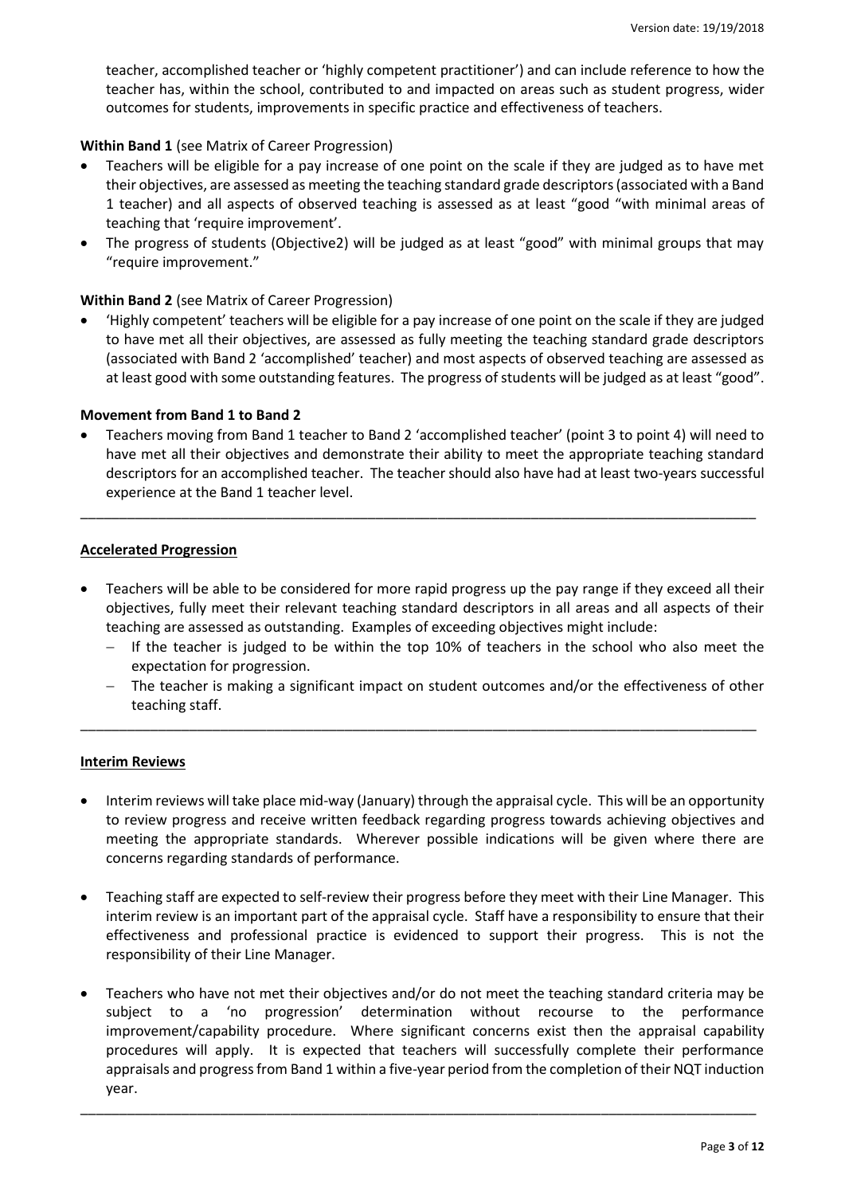teacher, accomplished teacher or 'highly competent practitioner') and can include reference to how the teacher has, within the school, contributed to and impacted on areas such as student progress, wider outcomes for students, improvements in specific practice and effectiveness of teachers.

**Within Band 1** (see Matrix of Career Progression)

- Teachers will be eligible for a pay increase of one point on the scale if they are judged as to have met their objectives, are assessed as meeting the teaching standard grade descriptors (associated with a Band 1 teacher) and all aspects of observed teaching is assessed as at least "good "with minimal areas of teaching that 'require improvement'.
- The progress of students (Objective2) will be judged as at least "good" with minimal groups that may "require improvement."

**Within Band 2** (see Matrix of Career Progression)

- 'Highly competent' teachers will be eligible for a pay increase of one point on the scale if they are judged to have met all their objectives, are assessed as fully meeting the teaching standard grade descriptors (associated with Band 2 'accomplished' teacher) and most aspects of observed teaching are assessed as at least good with some outstanding features. The progress of students will be judged as at least "good".

**Movement from Band 1 to Band 2**

- Teachers moving from Band 1 teacher to Band 2 'accomplished teacher' (point 3 to point 4) will need to have met all their objectives and demonstrate their ability to meet the appropriate teaching standard descriptors for an accomplished teacher. The teacher should also have had at least two-years successful experience at the Band 1 teacher level.

---

**Accelerated Progression**

- Teachers will be able to be considered for more rapid progress up the pay range if they exceed all their objectives, fully meet their relevant teaching standard descriptors in all areas and all aspects of their teaching are assessed as outstanding. Examples of exceeding objectives might include:
  - If the teacher is judged to be within the top 10% of teachers in the school who also meet the expectation for progression.
  - The teacher is making a significant impact on student outcomes and/or the effectiveness of other teaching staff.

---

**Interim Reviews**

- Interim reviews will take place mid-way (January) through the appraisal cycle. This will be an opportunity to review progress and receive written feedback regarding progress towards achieving objectives and meeting the appropriate standards. Wherever possible indications will be given where there are concerns regarding standards of performance.

- Teaching staff are expected to self-review their progress before they meet with their Line Manager. This interim review is an important part of the appraisal cycle. Staff have a responsibility to ensure that their effectiveness and professional practice is evidenced to support their progress. This is not the responsibility of their Line Manager.

- Teachers who have not met their objectives and/or do not meet the teaching standard criteria may be subject to a 'no progression' determination without recourse to the performance improvement/capability procedure. Where significant concerns exist then the appraisal capability procedures will apply. It is expected that teachers will successfully complete their performance appraisals and progress from Band 1 within a five-year period from the completion of their NQT induction year.

---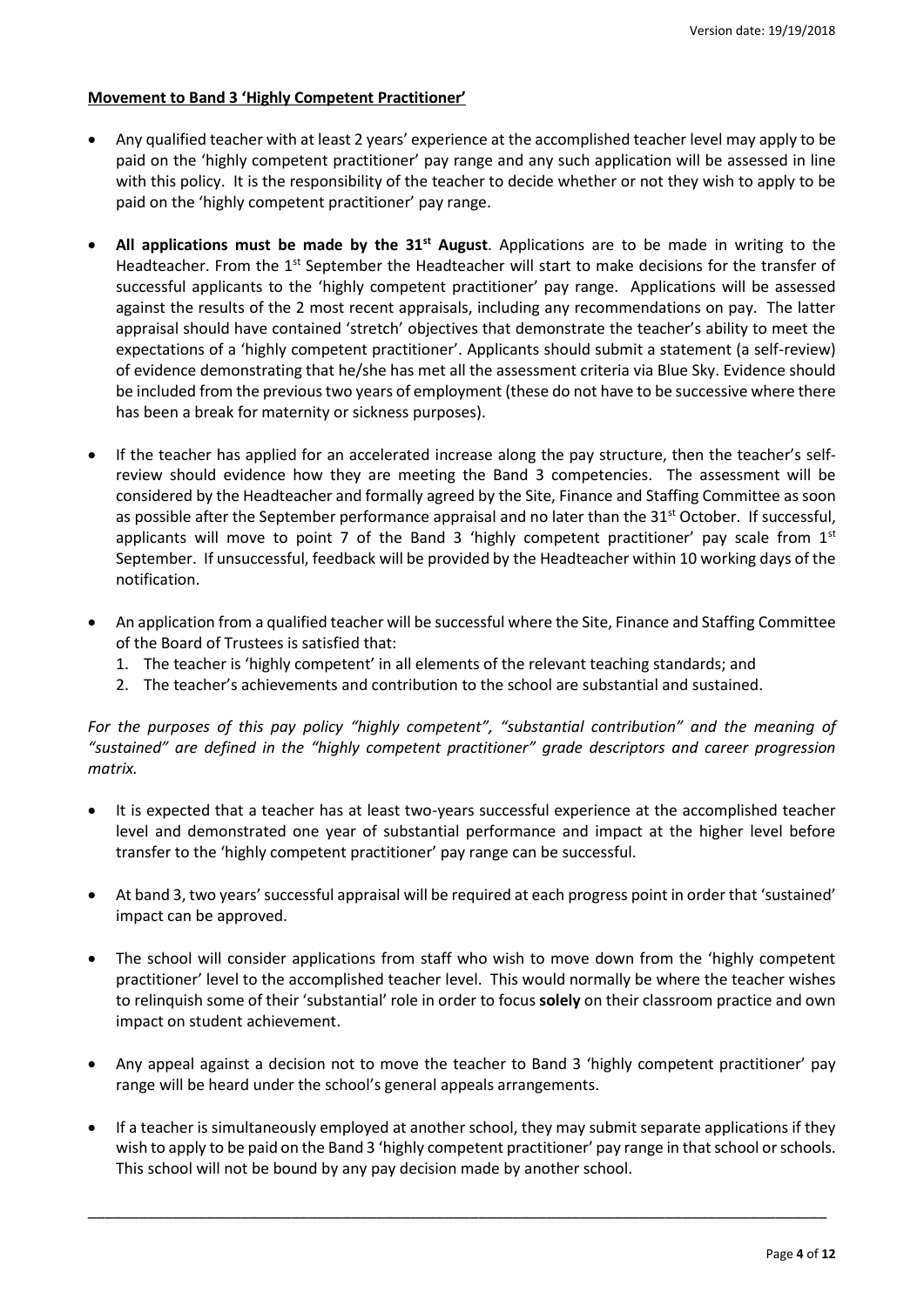**Movement to Band 3 'Highly Competent Practitioner'**

- Any qualified teacher with at least 2 years' experience at the accomplished teacher level may apply to be paid on the 'highly competent practitioner' pay range and any such application will be assessed in line with this policy. It is the responsibility of the teacher to decide whether or not they wish to apply to be paid on the 'highly competent practitioner' pay range.

- **All applications must be made by the 31st August**. Applications are to be made in writing to the Headteacher. From the 1st September the Headteacher will start to make decisions for the transfer of successful applicants to the 'highly competent practitioner' pay range. Applications will be assessed against the results of the 2 most recent appraisals, including any recommendations on pay. The latter appraisal should have contained 'stretch' objectives that demonstrate the teacher's ability to meet the expectations of a 'highly competent practitioner'. Applicants should submit a statement (a self-review) of evidence demonstrating that he/she has met all the assessment criteria via Blue Sky. Evidence should be included from the previous two years of employment (these do not have to be successive where there has been a break for maternity or sickness purposes).

- If the teacher has applied for an accelerated increase along the pay structure, then the teacher's self-review should evidence how they are meeting the Band 3 competencies. The assessment will be considered by the Headteacher and formally agreed by the Site, Finance and Staffing Committee as soon as possible after the September performance appraisal and no later than the 31st October. If successful, applicants will move to point 7 of the Band 3 'highly competent practitioner' pay scale from 1st September. If unsuccessful, feedback will be provided by the Headteacher within 10 working days of the notification.

- An application from a qualified teacher will be successful where the Site, Finance and Staffing Committee of the Board of Trustees is satisfied that:
  1. The teacher is 'highly competent' in all elements of the relevant teaching standards; and
  2. The teacher's achievements and contribution to the school are substantial and sustained.

*For the purposes of this pay policy "highly competent", "substantial contribution" and the meaning of "sustained" are defined in the "highly competent practitioner" grade descriptors and career progression matrix.*

- It is expected that a teacher has at least two-years successful experience at the accomplished teacher level and demonstrated one year of substantial performance and impact at the higher level before transfer to the 'highly competent practitioner' pay range can be successful.

- At band 3, two years' successful appraisal will be required at each progress point in order that 'sustained' impact can be approved.

- The school will consider applications from staff who wish to move down from the 'highly competent practitioner' level to the accomplished teacher level. This would normally be where the teacher wishes to relinquish some of their 'substantial' role in order to focus **solely** on their classroom practice and own impact on student achievement.

- Any appeal against a decision not to move the teacher to Band 3 'highly competent practitioner' pay range will be heard under the school's general appeals arrangements.

- If a teacher is simultaneously employed at another school, they may submit separate applications if they wish to apply to be paid on the Band 3 'highly competent practitioner' pay range in that school or schools. This school will not be bound by any pay decision made by another school.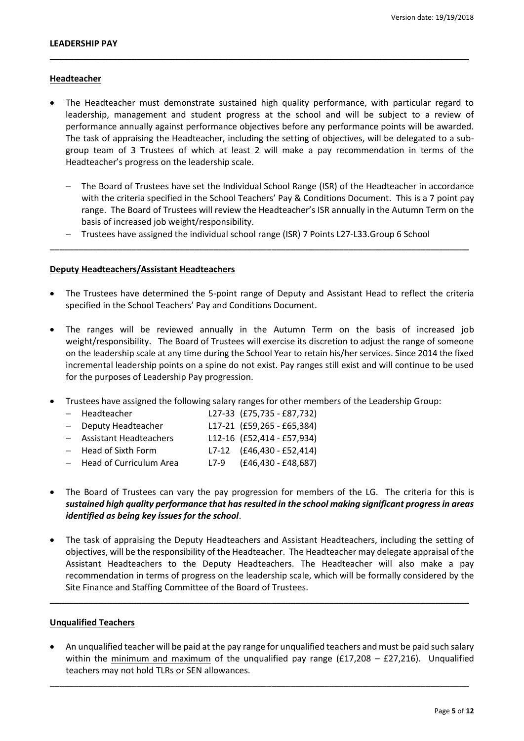## LEADERSHIP PAY

### Headteacher

- The Headteacher must demonstrate sustained high quality performance, with particular regard to leadership, management and student progress at the school and will be subject to a review of performance annually against performance objectives before any performance points will be awarded. The task of appraising the Headteacher, including the setting of objectives, will be delegated to a sub-group team of 3 Trustees of which at least 2 will make a pay recommendation in terms of the Headteacher's progress on the leadership scale.
  - The Board of Trustees have set the Individual School Range (ISR) of the Headteacher in accordance with the criteria specified in the School Teachers' Pay & Conditions Document. This is a 7 point pay range. The Board of Trustees will review the Headteacher's ISR annually in the Autumn Term on the basis of increased job weight/responsibility.
  - Trustees have assigned the individual school range (ISR) 7 Points L27-L33.Group 6 School

---

### Deputy Headteachers/Assistant Headteachers

- The Trustees have determined the 5-point range of Deputy and Assistant Head to reflect the criteria specified in the School Teachers' Pay and Conditions Document.

- The ranges will be reviewed annually in the Autumn Term on the basis of increased job weight/responsibility. The Board of Trustees will exercise its discretion to adjust the range of someone on the leadership scale at any time during the School Year to retain his/her services. Since 2014 the fixed incremental leadership points on a spine do not exist. Pay ranges still exist and will continue to be used for the purposes of Leadership Pay progression.

- Trustees have assigned the following salary ranges for other members of the Leadership Group:
  - Headteacher L27-33 (£75,735 - £87,732)
  - Deputy Headteacher L17-21 (£59,265 - £65,384)
  - Assistant Headteachers L12-16 (£52,414 - £57,934)
  - Head of Sixth Form L7-12 (£46,430 - £52,414)
  - Head of Curriculum Area L7-9 (£46,430 - £48,687)

- The Board of Trustees can vary the pay progression for members of the LG. The criteria for this is ***sustained high quality performance that has resulted in the school making significant progress in areas identified as being key issues for the school***.

- The task of appraising the Deputy Headteachers and Assistant Headteachers, including the setting of objectives, will be the responsibility of the Headteacher. The Headteacher may delegate appraisal of the Assistant Headteachers to the Deputy Headteachers. The Headteacher will also make a pay recommendation in terms of progress on the leadership scale, which will be formally considered by the Site Finance and Staffing Committee of the Board of Trustees.

---

### Unqualified Teachers

- An unqualified teacher will be paid at the pay range for unqualified teachers and must be paid such salary within the minimum and maximum of the unqualified pay range (£17,208 – £27,216). Unqualified teachers may not hold TLRs or SEN allowances.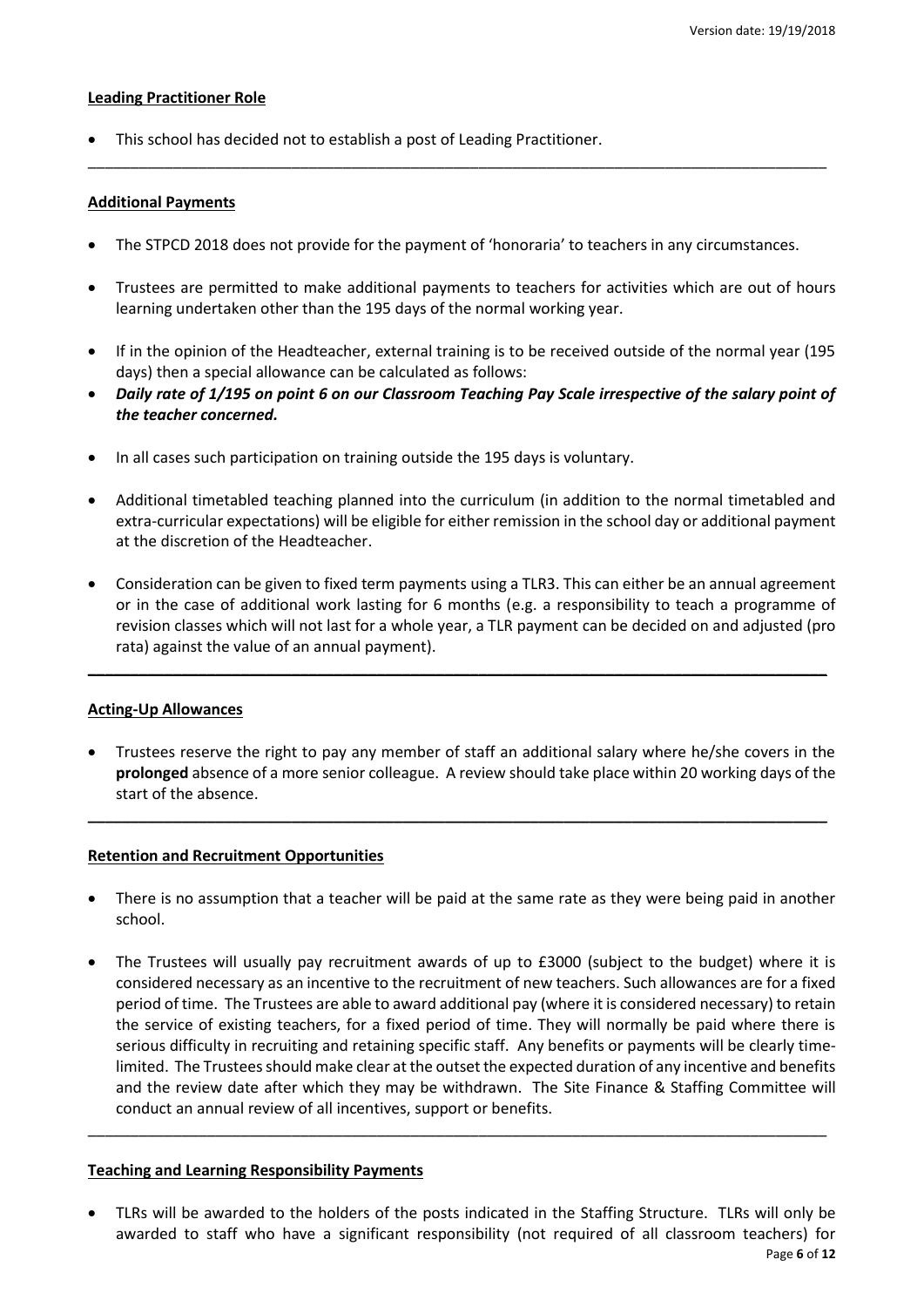## Leading Practitioner Role

- This school has decided not to establish a post of Leading Practitioner.

---

## Additional Payments

- The STPCD 2018 does not provide for the payment of 'honoraria' to teachers in any circumstances.
- Trustees are permitted to make additional payments to teachers for activities which are out of hours learning undertaken other than the 195 days of the normal working year.
- If in the opinion of the Headteacher, external training is to be received outside of the normal year (195 days) then a special allowance can be calculated as follows:
- ***Daily rate of 1/195 on point 6 on our Classroom Teaching Pay Scale irrespective of the salary point of the teacher concerned.***
- In all cases such participation on training outside the 195 days is voluntary.
- Additional timetabled teaching planned into the curriculum (in addition to the normal timetabled and extra-curricular expectations) will be eligible for either remission in the school day or additional payment at the discretion of the Headteacher.
- Consideration can be given to fixed term payments using a TLR3. This can either be an annual agreement or in the case of additional work lasting for 6 months (e.g. a responsibility to teach a programme of revision classes which will not last for a whole year, a TLR payment can be decided on and adjusted (pro rata) against the value of an annual payment).

---

## Acting-Up Allowances

- Trustees reserve the right to pay any member of staff an additional salary where he/she covers in the **prolonged** absence of a more senior colleague. A review should take place within 20 working days of the start of the absence.

---

## Retention and Recruitment Opportunities

- There is no assumption that a teacher will be paid at the same rate as they were being paid in another school.
- The Trustees will usually pay recruitment awards of up to £3000 (subject to the budget) where it is considered necessary as an incentive to the recruitment of new teachers. Such allowances are for a fixed period of time. The Trustees are able to award additional pay (where it is considered necessary) to retain the service of existing teachers, for a fixed period of time. They will normally be paid where there is serious difficulty in recruiting and retaining specific staff. Any benefits or payments will be clearly time-limited. The Trustees should make clear at the outset the expected duration of any incentive and benefits and the review date after which they may be withdrawn. The Site Finance & Staffing Committee will conduct an annual review of all incentives, support or benefits.

---

## Teaching and Learning Responsibility Payments

- TLRs will be awarded to the holders of the posts indicated in the Staffing Structure. TLRs will only be awarded to staff who have a significant responsibility (not required of all classroom teachers) for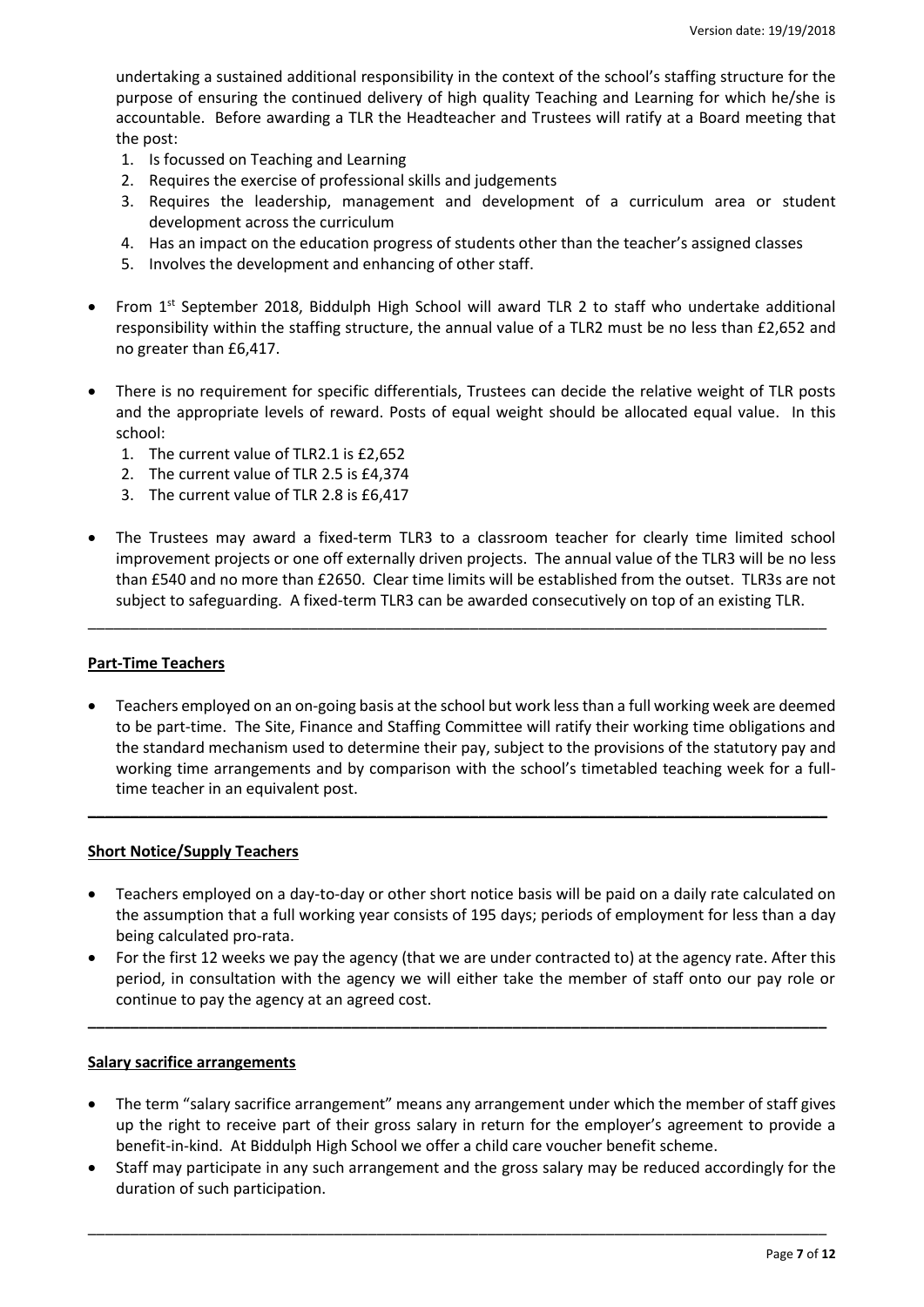undertaking a sustained additional responsibility in the context of the school's staffing structure for the purpose of ensuring the continued delivery of high quality Teaching and Learning for which he/she is accountable. Before awarding a TLR the Headteacher and Trustees will ratify at a Board meeting that the post:

1. Is focussed on Teaching and Learning
2. Requires the exercise of professional skills and judgements
3. Requires the leadership, management and development of a curriculum area or student development across the curriculum
4. Has an impact on the education progress of students other than the teacher's assigned classes
5. Involves the development and enhancing of other staff.

- From 1st September 2018, Biddulph High School will award TLR 2 to staff who undertake additional responsibility within the staffing structure, the annual value of a TLR2 must be no less than £2,652 and no greater than £6,417.

- There is no requirement for specific differentials, Trustees can decide the relative weight of TLR posts and the appropriate levels of reward. Posts of equal weight should be allocated equal value. In this school:
  1. The current value of TLR2.1 is £2,652
  2. The current value of TLR 2.5 is £4,374
  3. The current value of TLR 2.8 is £6,417

- The Trustees may award a fixed-term TLR3 to a classroom teacher for clearly time limited school improvement projects or one off externally driven projects. The annual value of the TLR3 will be no less than £540 and no more than £2650. Clear time limits will be established from the outset. TLR3s are not subject to safeguarding. A fixed-term TLR3 can be awarded consecutively on top of an existing TLR.

---

**Part-Time Teachers**

- Teachers employed on an on-going basis at the school but work less than a full working week are deemed to be part-time. The Site, Finance and Staffing Committee will ratify their working time obligations and the standard mechanism used to determine their pay, subject to the provisions of the statutory pay and working time arrangements and by comparison with the school's timetabled teaching week for a full-time teacher in an equivalent post.

---

**Short Notice/Supply Teachers**

- Teachers employed on a day-to-day or other short notice basis will be paid on a daily rate calculated on the assumption that a full working year consists of 195 days; periods of employment for less than a day being calculated pro-rata.
- For the first 12 weeks we pay the agency (that we are under contracted to) at the agency rate. After this period, in consultation with the agency we will either take the member of staff onto our pay role or continue to pay the agency at an agreed cost.

---

**Salary sacrifice arrangements**

- The term "salary sacrifice arrangement" means any arrangement under which the member of staff gives up the right to receive part of their gross salary in return for the employer's agreement to provide a benefit-in-kind. At Biddulph High School we offer a child care voucher benefit scheme.
- Staff may participate in any such arrangement and the gross salary may be reduced accordingly for the duration of such participation.

---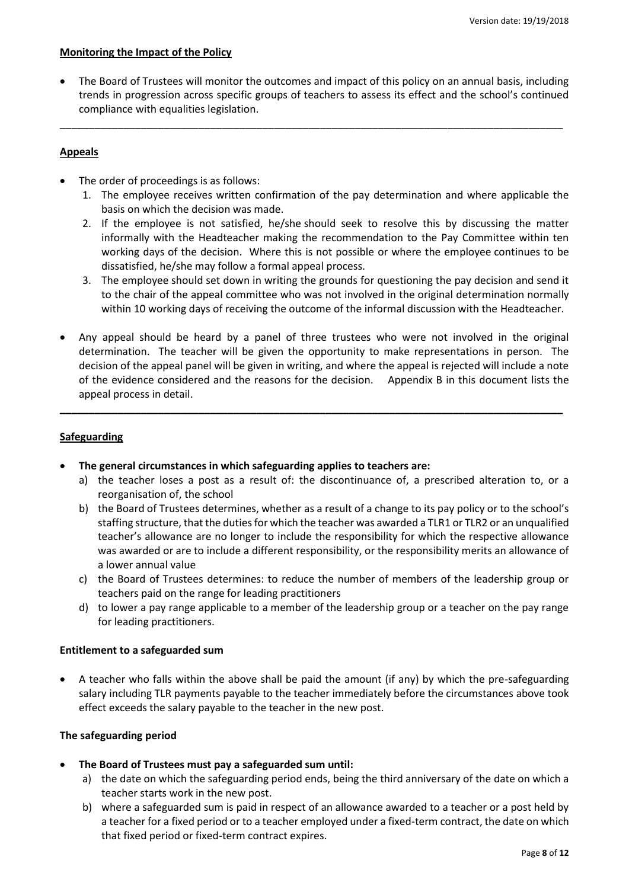## Monitoring the Impact of the Policy

- The Board of Trustees will monitor the outcomes and impact of this policy on an annual basis, including trends in progression across specific groups of teachers to assess its effect and the school's continued compliance with equalities legislation.

---

## Appeals

- The order of proceedings is as follows:
  1. The employee receives written confirmation of the pay determination and where applicable the basis on which the decision was made.
  2. If the employee is not satisfied, he/she should seek to resolve this by discussing the matter informally with the Headteacher making the recommendation to the Pay Committee within ten working days of the decision. Where this is not possible or where the employee continues to be dissatisfied, he/she may follow a formal appeal process.
  3. The employee should set down in writing the grounds for questioning the pay decision and send it to the chair of the appeal committee who was not involved in the original determination normally within 10 working days of receiving the outcome of the informal discussion with the Headteacher.

- Any appeal should be heard by a panel of three trustees who were not involved in the original determination. The teacher will be given the opportunity to make representations in person. The decision of the appeal panel will be given in writing, and where the appeal is rejected will include a note of the evidence considered and the reasons for the decision. Appendix B in this document lists the appeal process in detail.

---

## Safeguarding

- **The general circumstances in which safeguarding applies to teachers are:**
  a) the teacher loses a post as a result of: the discontinuance of, a prescribed alteration to, or a reorganisation of, the school
  b) the Board of Trustees determines, whether as a result of a change to its pay policy or to the school's staffing structure, that the duties for which the teacher was awarded a TLR1 or TLR2 or an unqualified teacher's allowance are no longer to include the responsibility for which the respective allowance was awarded or are to include a different responsibility, or the responsibility merits an allowance of a lower annual value
  c) the Board of Trustees determines: to reduce the number of members of the leadership group or teachers paid on the range for leading practitioners
  d) to lower a pay range applicable to a member of the leadership group or a teacher on the pay range for leading practitioners.

### Entitlement to a safeguarded sum

- A teacher who falls within the above shall be paid the amount (if any) by which the pre-safeguarding salary including TLR payments payable to the teacher immediately before the circumstances above took effect exceeds the salary payable to the teacher in the new post.

### The safeguarding period

- **The Board of Trustees must pay a safeguarded sum until:**
  a) the date on which the safeguarding period ends, being the third anniversary of the date on which a teacher starts work in the new post.
  b) where a safeguarded sum is paid in respect of an allowance awarded to a teacher or a post held by a teacher for a fixed period or to a teacher employed under a fixed-term contract, the date on which that fixed period or fixed-term contract expires.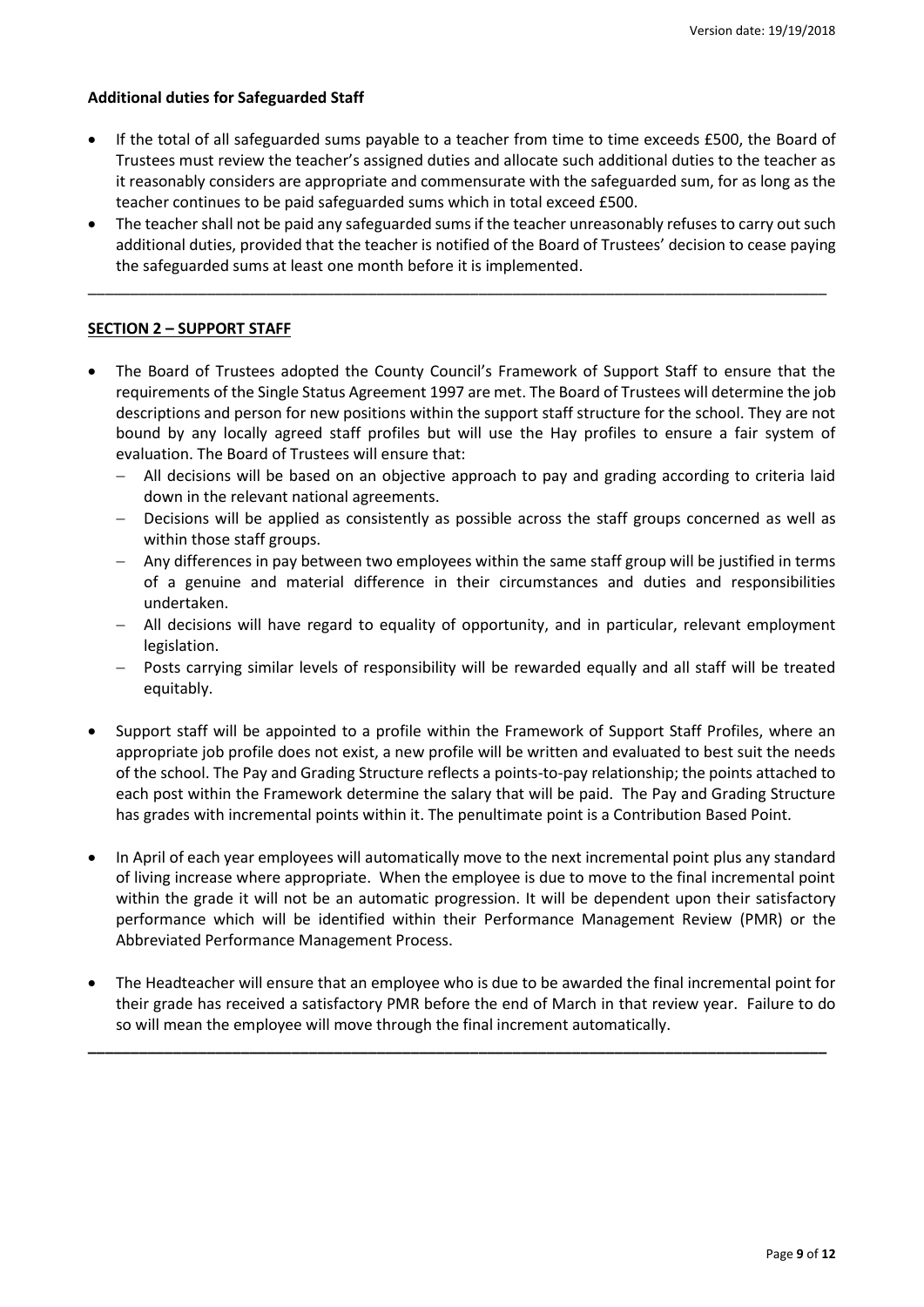**Additional duties for Safeguarded Staff**

- If the total of all safeguarded sums payable to a teacher from time to time exceeds £500, the Board of Trustees must review the teacher's assigned duties and allocate such additional duties to the teacher as it reasonably considers are appropriate and commensurate with the safeguarded sum, for as long as the teacher continues to be paid safeguarded sums which in total exceed £500.
- The teacher shall not be paid any safeguarded sums if the teacher unreasonably refuses to carry out such additional duties, provided that the teacher is notified of the Board of Trustees' decision to cease paying the safeguarded sums at least one month before it is implemented.

---

## SECTION 2 – SUPPORT STAFF

- The Board of Trustees adopted the County Council's Framework of Support Staff to ensure that the requirements of the Single Status Agreement 1997 are met. The Board of Trustees will determine the job descriptions and person for new positions within the support staff structure for the school. They are not bound by any locally agreed staff profiles but will use the Hay profiles to ensure a fair system of evaluation. The Board of Trustees will ensure that:
  - All decisions will be based on an objective approach to pay and grading according to criteria laid down in the relevant national agreements.
  - Decisions will be applied as consistently as possible across the staff groups concerned as well as within those staff groups.
  - Any differences in pay between two employees within the same staff group will be justified in terms of a genuine and material difference in their circumstances and duties and responsibilities undertaken.
  - All decisions will have regard to equality of opportunity, and in particular, relevant employment legislation.
  - Posts carrying similar levels of responsibility will be rewarded equally and all staff will be treated equitably.

- Support staff will be appointed to a profile within the Framework of Support Staff Profiles, where an appropriate job profile does not exist, a new profile will be written and evaluated to best suit the needs of the school. The Pay and Grading Structure reflects a points-to-pay relationship; the points attached to each post within the Framework determine the salary that will be paid. The Pay and Grading Structure has grades with incremental points within it. The penultimate point is a Contribution Based Point.

- In April of each year employees will automatically move to the next incremental point plus any standard of living increase where appropriate. When the employee is due to move to the final incremental point within the grade it will not be an automatic progression. It will be dependent upon their satisfactory performance which will be identified within their Performance Management Review (PMR) or the Abbreviated Performance Management Process.

- The Headteacher will ensure that an employee who is due to be awarded the final incremental point for their grade has received a satisfactory PMR before the end of March in that review year. Failure to do so will mean the employee will move through the final increment automatically.

---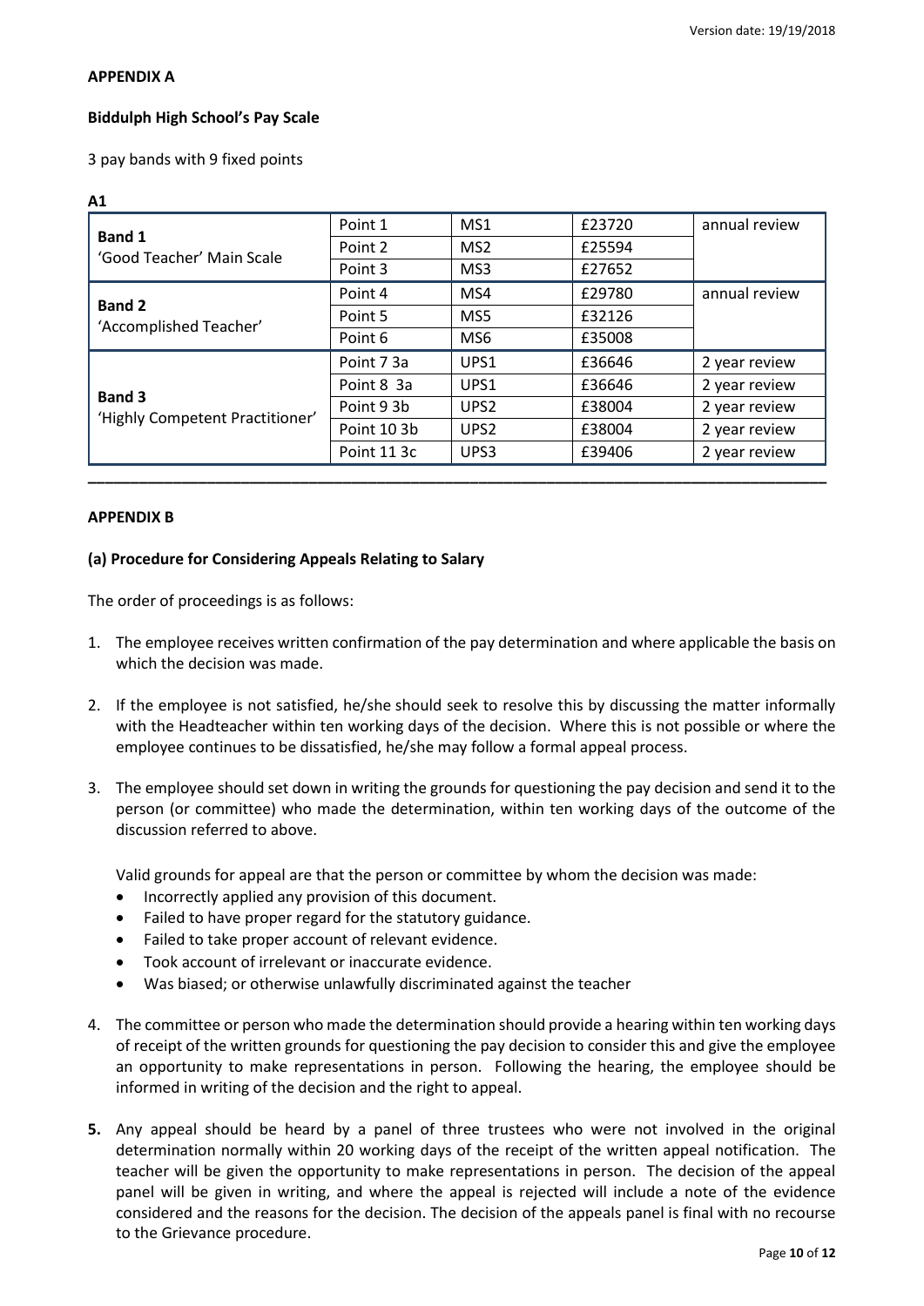**APPENDIX A**

**Biddulph High School's Pay Scale**

3 pay bands with 9 fixed points

**A1**

| | | | | |
|---|---|---|---|---|
| **Band 1** 'Good Teacher' Main Scale | Point 1 | MS1 | £23720 | annual review |
| | Point 2 | MS2 | £25594 | |
| | Point 3 | MS3 | £27652 | |
| **Band 2** 'Accomplished Teacher' | Point 4 | MS4 | £29780 | annual review |
| | Point 5 | MS5 | £32126 | |
| | Point 6 | MS6 | £35008 | |
| **Band 3** 'Highly Competent Practitioner' | Point 7 3a | UPS1 | £36646 | 2 year review |
| | Point 8 3a | UPS1 | £36646 | 2 year review |
| | Point 9 3b | UPS2 | £38004 | 2 year review |
| | Point 10 3b | UPS2 | £38004 | 2 year review |
| | Point 11 3c | UPS3 | £39406 | 2 year review |

---

**APPENDIX B**

**(a) Procedure for Considering Appeals Relating to Salary**

The order of proceedings is as follows:

1. The employee receives written confirmation of the pay determination and where applicable the basis on which the decision was made.

2. If the employee is not satisfied, he/she should seek to resolve this by discussing the matter informally with the Headteacher within ten working days of the decision. Where this is not possible or where the employee continues to be dissatisfied, he/she may follow a formal appeal process.

3. The employee should set down in writing the grounds for questioning the pay decision and send it to the person (or committee) who made the determination, within ten working days of the outcome of the discussion referred to above.

   Valid grounds for appeal are that the person or committee by whom the decision was made:
   - Incorrectly applied any provision of this document.
   - Failed to have proper regard for the statutory guidance.
   - Failed to take proper account of relevant evidence.
   - Took account of irrelevant or inaccurate evidence.
   - Was biased; or otherwise unlawfully discriminated against the teacher

4. The committee or person who made the determination should provide a hearing within ten working days of receipt of the written grounds for questioning the pay decision to consider this and give the employee an opportunity to make representations in person. Following the hearing, the employee should be informed in writing of the decision and the right to appeal.

5. Any appeal should be heard by a panel of three trustees who were not involved in the original determination normally within 20 working days of the receipt of the written appeal notification. The teacher will be given the opportunity to make representations in person. The decision of the appeal panel will be given in writing, and where the appeal is rejected will include a note of the evidence considered and the reasons for the decision. The decision of the appeals panel is final with no recourse to the Grievance procedure.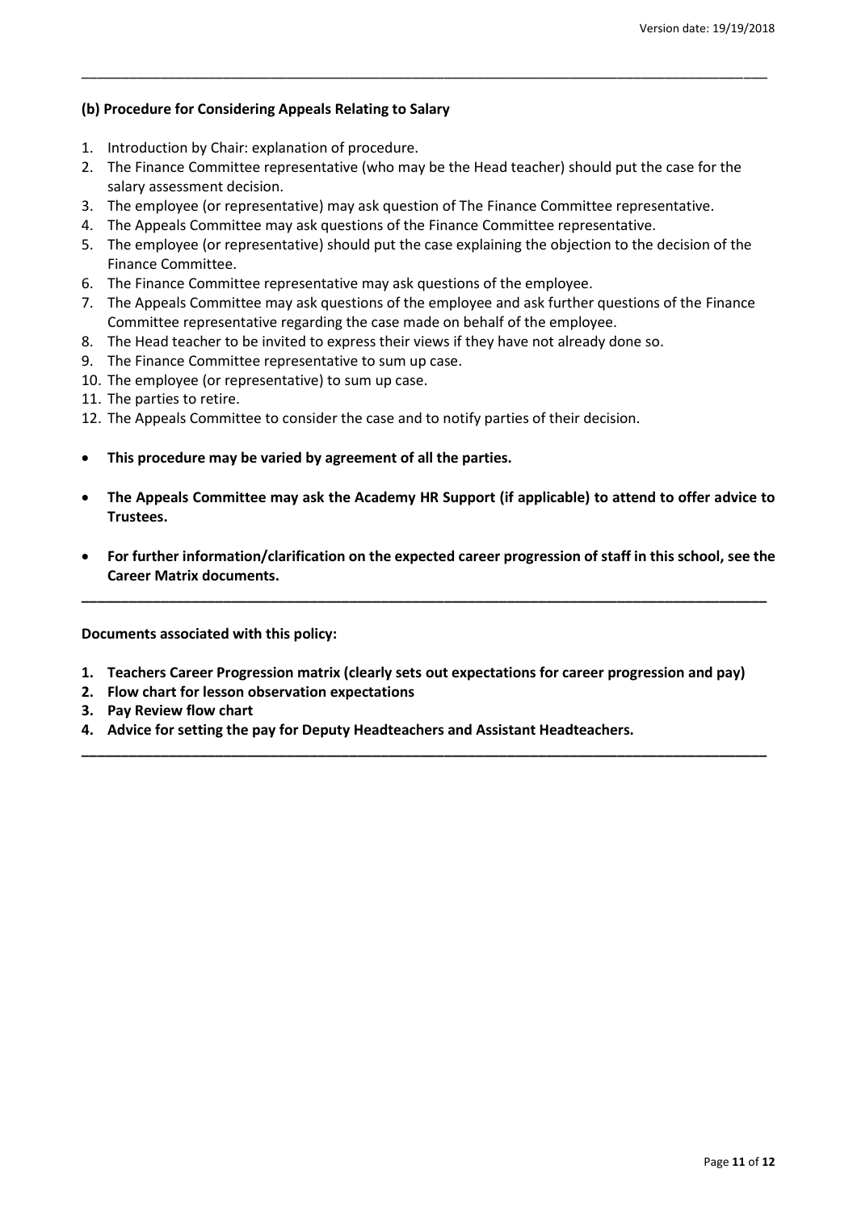---

**(b) Procedure for Considering Appeals Relating to Salary**

1. Introduction by Chair: explanation of procedure.
2. The Finance Committee representative (who may be the Head teacher) should put the case for the salary assessment decision.
3. The employee (or representative) may ask question of The Finance Committee representative.
4. The Appeals Committee may ask questions of the Finance Committee representative.
5. The employee (or representative) should put the case explaining the objection to the decision of the Finance Committee.
6. The Finance Committee representative may ask questions of the employee.
7. The Appeals Committee may ask questions of the employee and ask further questions of the Finance Committee representative regarding the case made on behalf of the employee.
8. The Head teacher to be invited to express their views if they have not already done so.
9. The Finance Committee representative to sum up case.
10. The employee (or representative) to sum up case.
11. The parties to retire.
12. The Appeals Committee to consider the case and to notify parties of their decision.

- **This procedure may be varied by agreement of all the parties.**
- **The Appeals Committee may ask the Academy HR Support (if applicable) to attend to offer advice to Trustees.**
- **For further information/clarification on the expected career progression of staff in this school, see the Career Matrix documents.**

---

**Documents associated with this policy:**

1. **Teachers Career Progression matrix (clearly sets out expectations for career progression and pay)**
2. **Flow chart for lesson observation expectations**
3. **Pay Review flow chart**
4. **Advice for setting the pay for Deputy Headteachers and Assistant Headteachers.**

---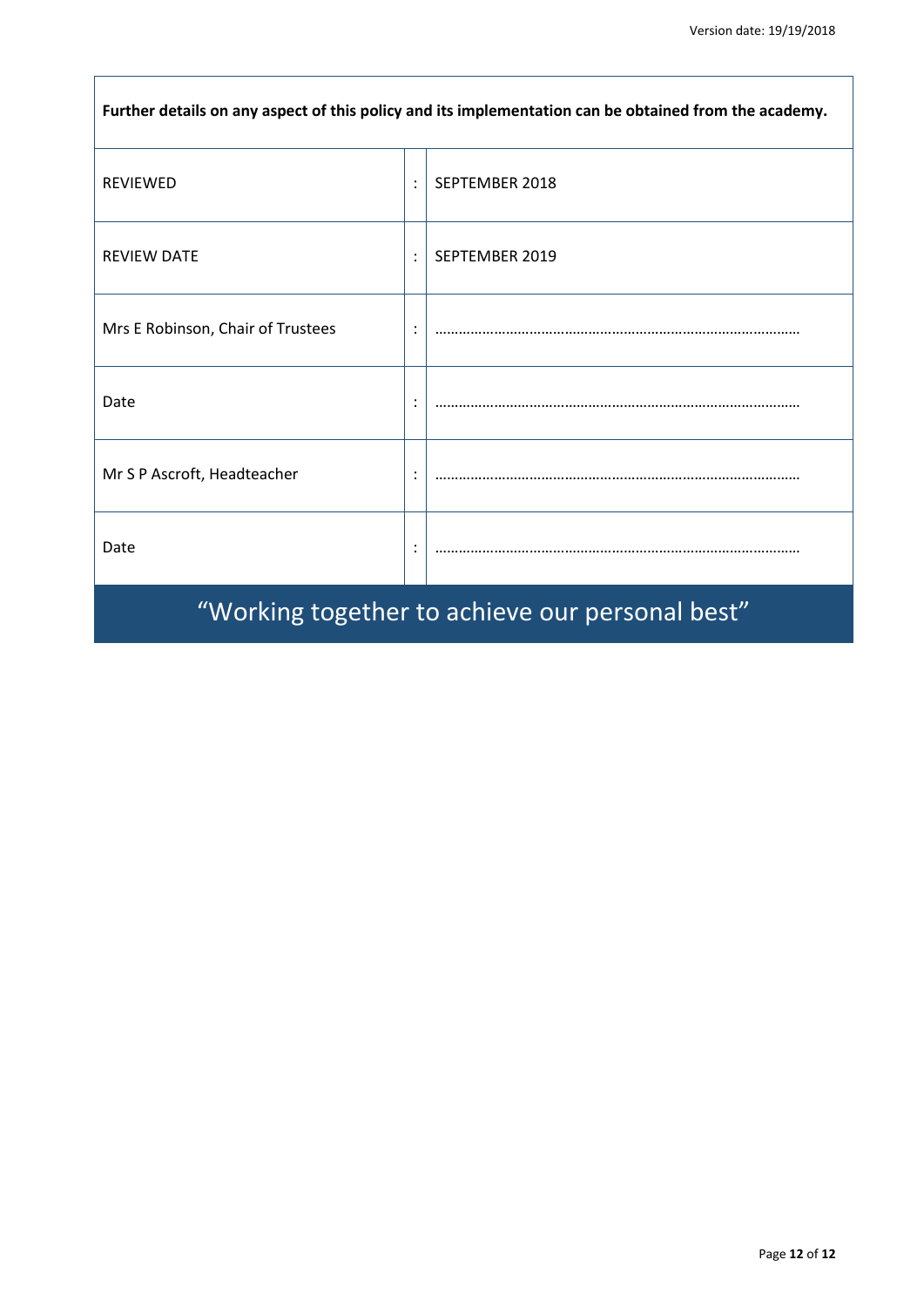**Further details on any aspect of this policy and its implementation can be obtained from the academy.**

| | | |
|---|---|---|
| REVIEWED | : | SEPTEMBER 2018 |
| REVIEW DATE | : | SEPTEMBER 2019 |
| Mrs E Robinson, Chair of Trustees | : | ………………………………………………………………………… |
| Date | : | ………………………………………………………………………… |
| Mr S P Ascroft, Headteacher | : | ………………………………………………………………………… |
| Date | : | ………………………………………………………………………… |

"Working together to achieve our personal best"